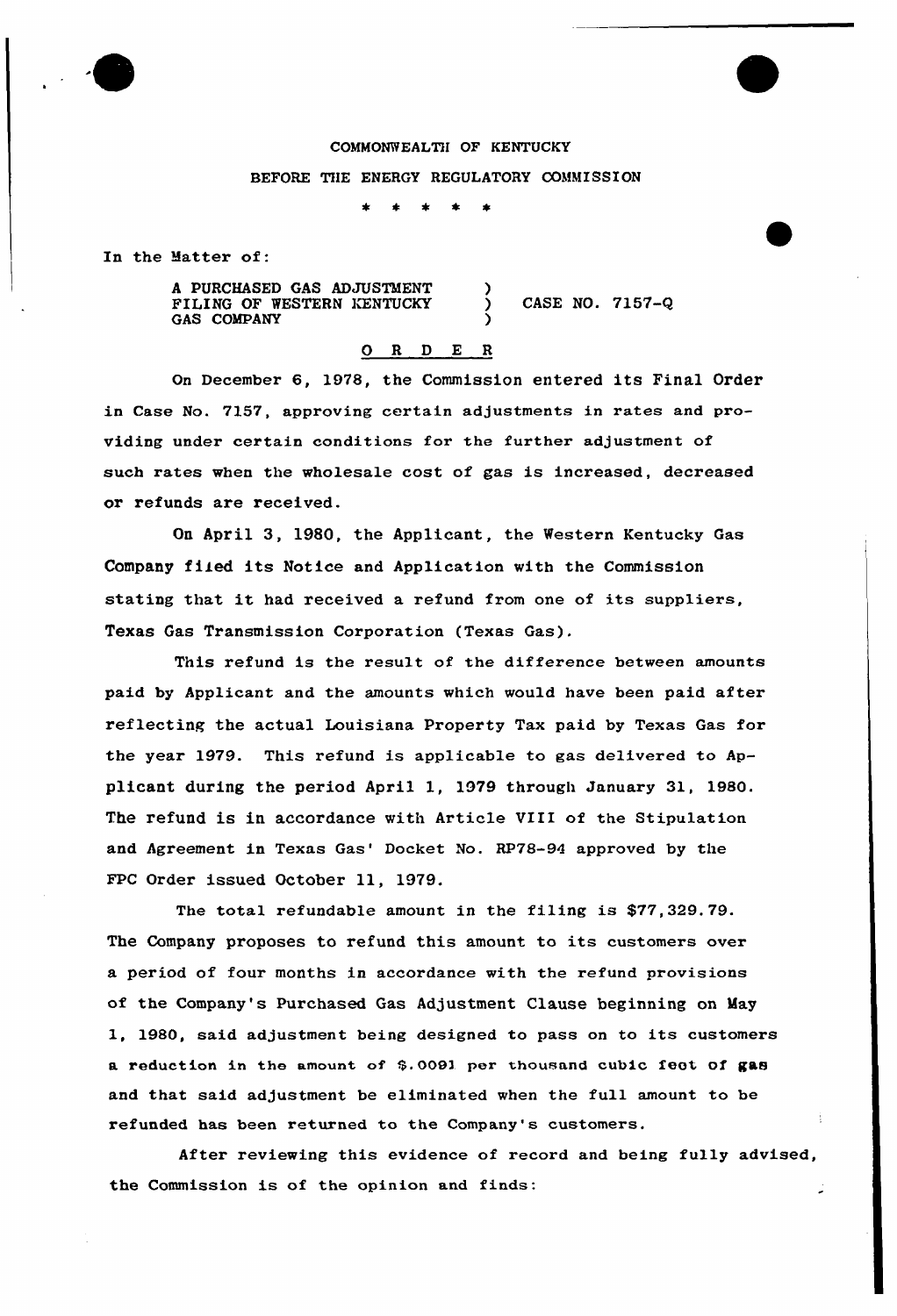COMMONWEALTH OF KENTUCKY

BEFORE THE ENERGY REGULATORY COMMISSION

\* \* \* \* \*

In the Matter of:

A PURCHASED GAS ADJUSTMENT FILING OF WESTERN KENTUCKY GAS COMPANY ) CASE NO. 7157-Q

O R D E R

On December 6, 1978, the Commission entered its Final Order in Case No. 7157, approving certain adjustments in rates and providing under certain conditions for the further adjustment of such rates when the wholesale cost of gas is increased, decreased or refunds are received.

On April 3, 1980, the Applicant, the Western Kentucky Gas Company filed its Notice and Application with the Commission stating that it had received a refund from one of its suppliers, Texas Gas Transmission Corporation (Texas Gas).

This refund is the result of the difference between amounts paid by Applicant and the amounts which would have been paid after reflecting the actual Louisiana Property Tax paid by Texas Gas for the year 1979. This refund is applicable to gas delivered to Applicant during the period April 1, 1979 through January 31, 1980. The refund is in accordance with Article VIII of the Stipulation and Agreement in Texas Gas' Docket No. RP78-94 approved by the FPC Order issued October 11, 1979.

The total refundable amount in the filing is $77,329.79. The Company proposes to refund this amount to its customers over a period of four months in accordance with the refund provisions of the Company's Purchased Gas Adjustment Clause beginning on May 1, 1980, said adjustment being designed to pass on to its customers a reduction in the amount of $.0091 per thousand cubic feet of gas and that said adjustment be eliminated when the full amount to be refunded has been returned to the Company's customers.

After reviewing this evidence of record and being fully advised, the Commission is of the opinion and finds: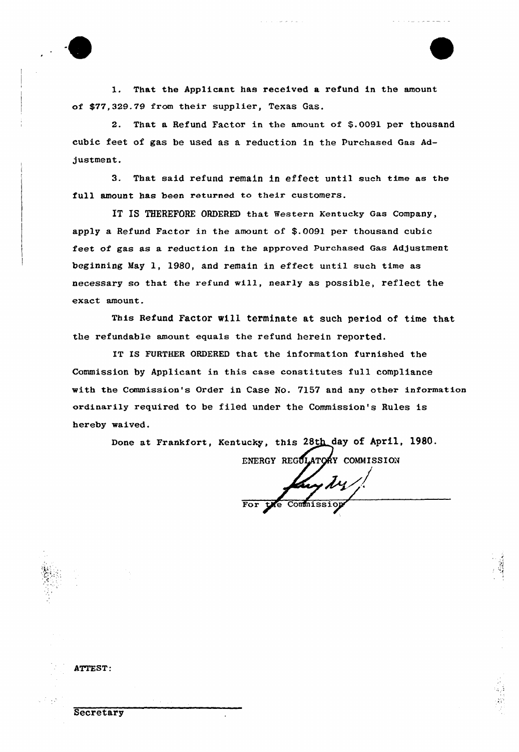1. That the Applicant has received a refund in the amount of $77,329.79 from their supplier, Texas Gas.

2. That a Refund Factor in the amount of $.0091 per thousand cubic feet of gas be used as a reduction in the Purchased Gas Adjustment.

3. That said refund remain in effect until such time as the full amount has been returned to their customers.

IT IS THEREFORE ORDERED that Western Kentucky Gas Company, apply a Refund Factor in the amount of $.0091 per thousand cubic feet of gas as a reduction in the approved Purchased Gas Adjustment beginning May 1, 1980, and remain in effect until such time as necessary so that the refund will, nearly as possible, reflect the exact amount.

This Refund Factor will terminate at such period of time that the refundable amount equals the refund herein reported.

IT IS FURTHER ORDERED that the information furnished the Commission by Applicant in this case constitutes full compliance with the Commission's Order in Case No. 7157 and any other information ordinarily required to be filed under the Commission's Rules is hereby waived.

Done at Frankfort, Kentucky, this 28th day of April, 1980.

ENERGY REGULATORY COMMISSION

For the Commission

ATTEST:

Secretary